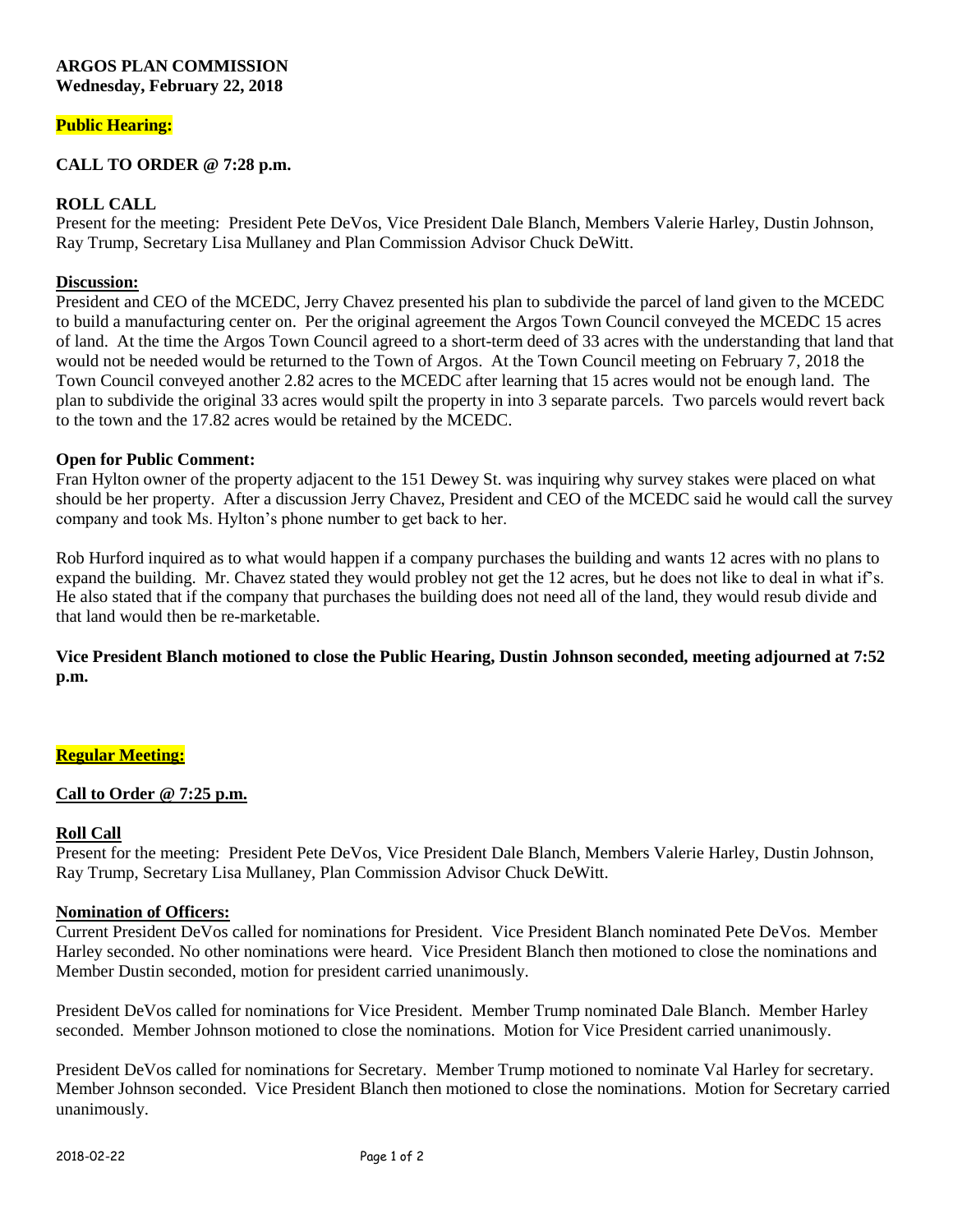**ARGOS PLAN COMMISSION**
**Wednesday, February 22, 2018**

**Public Hearing:**

**CALL TO ORDER @ 7:28 p.m.**

**ROLL CALL**
Present for the meeting: President Pete DeVos, Vice President Dale Blanch, Members Valerie Harley, Dustin Johnson, Ray Trump, Secretary Lisa Mullaney and Plan Commission Advisor Chuck DeWitt.

**Discussion:**
President and CEO of the MCEDC, Jerry Chavez presented his plan to subdivide the parcel of land given to the MCEDC to build a manufacturing center on. Per the original agreement the Argos Town Council conveyed the MCEDC 15 acres of land. At the time the Argos Town Council agreed to a short-term deed of 33 acres with the understanding that land that would not be needed would be returned to the Town of Argos. At the Town Council meeting on February 7, 2018 the Town Council conveyed another 2.82 acres to the MCEDC after learning that 15 acres would not be enough land. The plan to subdivide the original 33 acres would spilt the property in into 3 separate parcels. Two parcels would revert back to the town and the 17.82 acres would be retained by the MCEDC.

**Open for Public Comment:**
Fran Hylton owner of the property adjacent to the 151 Dewey St. was inquiring why survey stakes were placed on what should be her property. After a discussion Jerry Chavez, President and CEO of the MCEDC said he would call the survey company and took Ms. Hylton's phone number to get back to her.

Rob Hurford inquired as to what would happen if a company purchases the building and wants 12 acres with no plans to expand the building. Mr. Chavez stated they would probley not get the 12 acres, but he does not like to deal in what if's. He also stated that if the company that purchases the building does not need all of the land, they would resub divide and that land would then be re-marketable.

**Vice President Blanch motioned to close the Public Hearing, Dustin Johnson seconded, meeting adjourned at 7:52 p.m.**

**Regular Meeting:**

**Call to Order @ 7:25 p.m.**

**Roll Call**
Present for the meeting: President Pete DeVos, Vice President Dale Blanch, Members Valerie Harley, Dustin Johnson, Ray Trump, Secretary Lisa Mullaney, Plan Commission Advisor Chuck DeWitt.

**Nomination of Officers:**
Current President DeVos called for nominations for President. Vice President Blanch nominated Pete DeVos. Member Harley seconded. No other nominations were heard. Vice President Blanch then motioned to close the nominations and Member Dustin seconded, motion for president carried unanimously.

President DeVos called for nominations for Vice President. Member Trump nominated Dale Blanch. Member Harley seconded. Member Johnson motioned to close the nominations. Motion for Vice President carried unanimously.

President DeVos called for nominations for Secretary. Member Trump motioned to nominate Val Harley for secretary. Member Johnson seconded. Vice President Blanch then motioned to close the nominations. Motion for Secretary carried unanimously.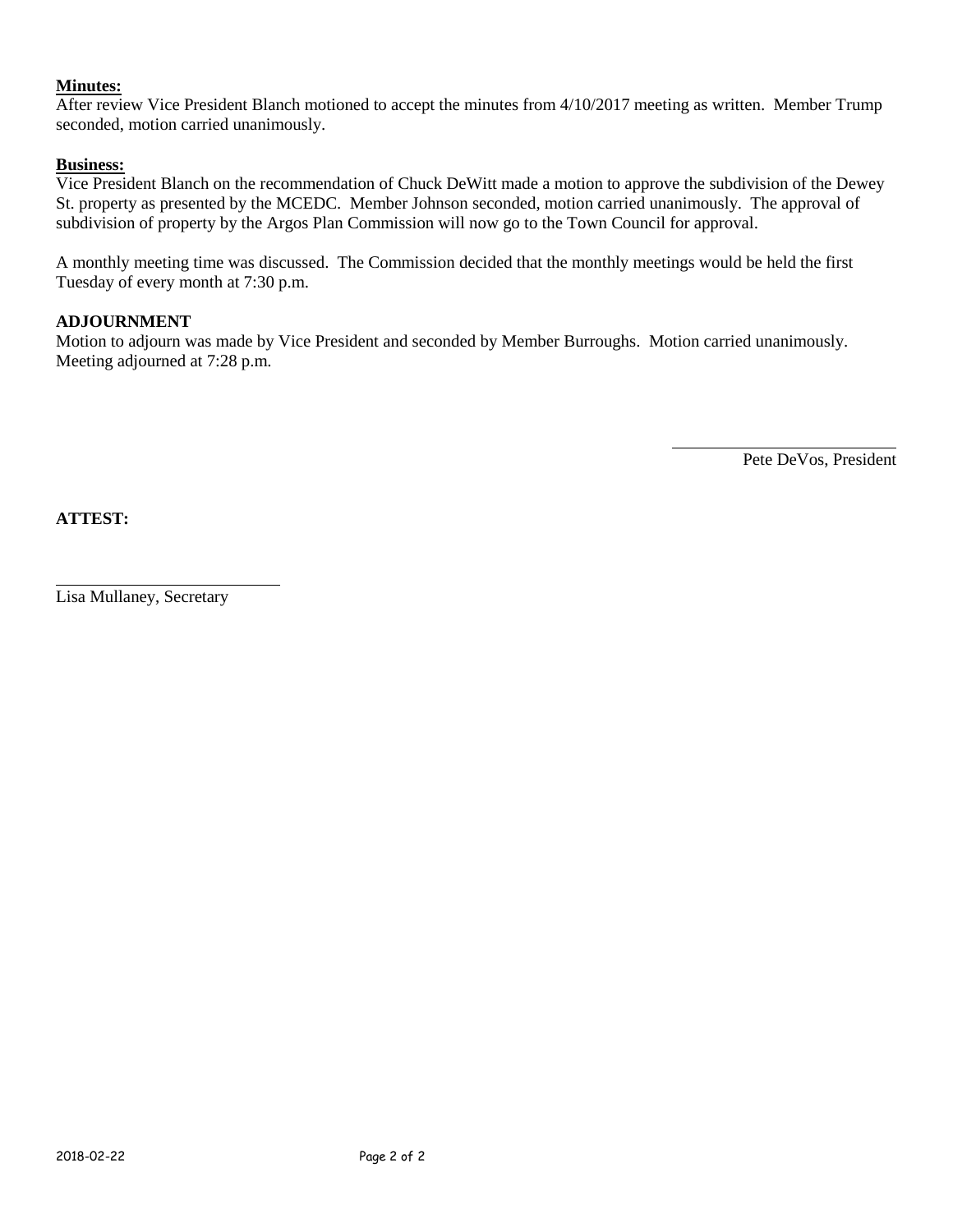**Minutes:**

After review Vice President Blanch motioned to accept the minutes from 4/10/2017 meeting as written. Member Trump seconded, motion carried unanimously.

**Business:**

Vice President Blanch on the recommendation of Chuck DeWitt made a motion to approve the subdivision of the Dewey St. property as presented by the MCEDC. Member Johnson seconded, motion carried unanimously. The approval of subdivision of property by the Argos Plan Commission will now go to the Town Council for approval.

A monthly meeting time was discussed. The Commission decided that the monthly meetings would be held the first Tuesday of every month at 7:30 p.m.

**ADJOURNMENT**

Motion to adjourn was made by Vice President and seconded by Member Burroughs. Motion carried unanimously. Meeting adjourned at 7:28 p.m.

Pete DeVos, President

**ATTEST:**

Lisa Mullaney, Secretary

2018-02-22